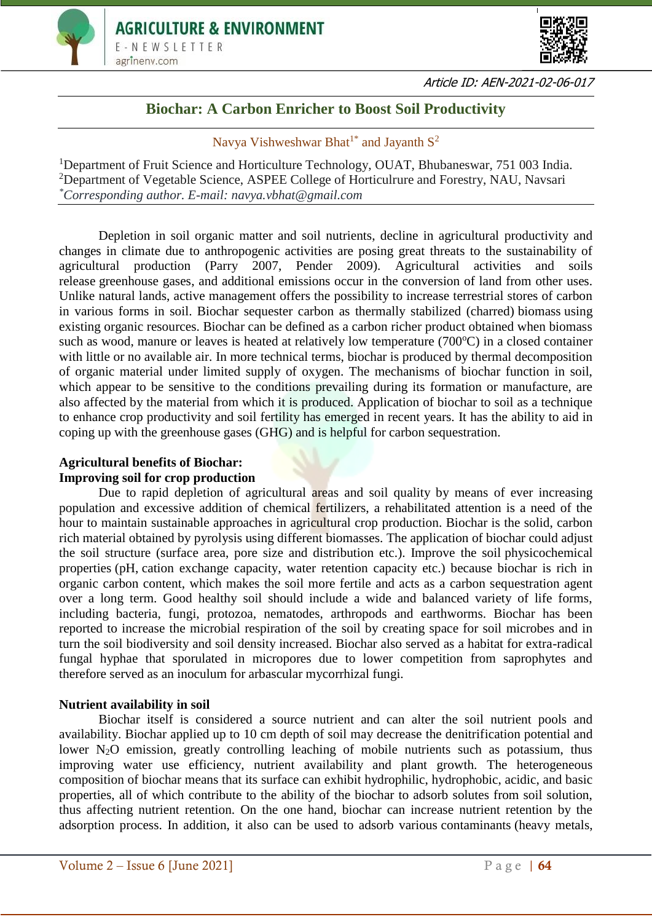Article ID: AEN-2021-02-06-017

# Biochar: A Carbon Enricher to Boost Soil Productivity

Navya Vishweshwar Bhat[1*] and Jayanth S[2]

[1]Department of Fruit Science and Horticulture Technology, OUAT, Bhubaneswar, 751 003 India.
[2]Department of Vegetable Science, ASPEE College of Horticulrure and Forestry, NAU, Navsari
*Corresponding author. E-mail: navya.vbhat@gmail.com*

Depletion in soil organic matter and soil nutrients, decline in agricultural productivity and changes in climate due to anthropogenic activities are posing great threats to the sustainability of agricultural production (Parry 2007, Pender 2009). Agricultural activities and soils release greenhouse gases, and additional emissions occur in the conversion of land from other uses. Unlike natural lands, active management offers the possibility to increase terrestrial stores of carbon in various forms in soil. Biochar sequester carbon as thermally stabilized (charred) biomass using existing organic resources. Biochar can be defined as a carbon richer product obtained when biomass such as wood, manure or leaves is heated at relatively low temperature (700ºC) in a closed container with little or no available air. In more technical terms, biochar is produced by thermal decomposition of organic material under limited supply of oxygen. The mechanisms of biochar function in soil, which appear to be sensitive to the conditions prevailing during its formation or manufacture, are also affected by the material from which it is produced. Application of biochar to soil as a technique to enhance crop productivity and soil fertility has emerged in recent years. It has the ability to aid in coping up with the greenhouse gases (GHG) and is helpful for carbon sequestration.

## Agricultural benefits of Biochar:

### Improving soil for crop production

Due to rapid depletion of agricultural areas and soil quality by means of ever increasing population and excessive addition of chemical fertilizers, a rehabilitated attention is a need of the hour to maintain sustainable approaches in agricultural crop production. Biochar is the solid, carbon rich material obtained by pyrolysis using different biomasses. The application of biochar could adjust the soil structure (surface area, pore size and distribution etc.). Improve the soil physicochemical properties (pH, cation exchange capacity, water retention capacity etc.) because biochar is rich in organic carbon content, which makes the soil more fertile and acts as a carbon sequestration agent over a long term. Good healthy soil should include a wide and balanced variety of life forms, including bacteria, fungi, protozoa, nematodes, arthropods and earthworms. Biochar has been reported to increase the microbial respiration of the soil by creating space for soil microbes and in turn the soil biodiversity and soil density increased. Biochar also served as a habitat for extra-radical fungal hyphae that sporulated in micropores due to lower competition from saprophytes and therefore served as an inoculum for arbascular mycorrhizal fungi.

### Nutrient availability in soil

Biochar itself is considered a source nutrient and can alter the soil nutrient pools and availability. Biochar applied up to 10 cm depth of soil may decrease the denitrification potential and lower $N_2O$ emission, greatly controlling leaching of mobile nutrients such as potassium, thus improving water use efficiency, nutrient availability and plant growth. The heterogeneous composition of biochar means that its surface can exhibit hydrophilic, hydrophobic, acidic, and basic properties, all of which contribute to the ability of the biochar to adsorb solutes from soil solution, thus affecting nutrient retention. On the one hand, biochar can increase nutrient retention by the adsorption process. In addition, it also can be used to adsorb various contaminants (heavy metals,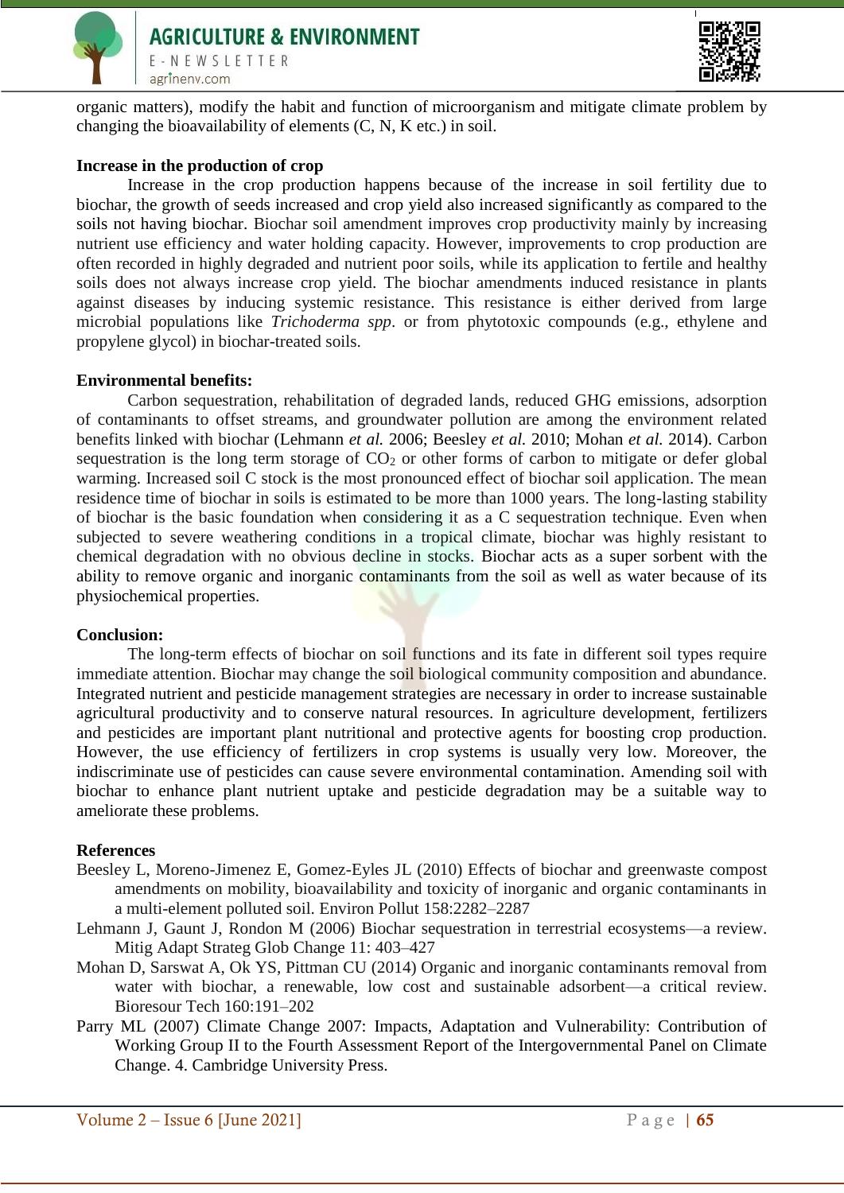organic matters), modify the habit and function of microorganism and mitigate climate problem by changing the bioavailability of elements (C, N, K etc.) in soil.

**Increase in the production of crop**

Increase in the crop production happens because of the increase in soil fertility due to biochar, the growth of seeds increased and crop yield also increased significantly as compared to the soils not having biochar. Biochar soil amendment improves crop productivity mainly by increasing nutrient use efficiency and water holding capacity. However, improvements to crop production are often recorded in highly degraded and nutrient poor soils, while its application to fertile and healthy soils does not always increase crop yield. The biochar amendments induced resistance in plants against diseases by inducing systemic resistance. This resistance is either derived from large microbial populations like *Trichoderma spp*. or from phytotoxic compounds (e.g., ethylene and propylene glycol) in biochar-treated soils.

**Environmental benefits:**

Carbon sequestration, rehabilitation of degraded lands, reduced GHG emissions, adsorption of contaminants to offset streams, and groundwater pollution are among the environment related benefits linked with biochar (Lehmann *et al.* 2006; Beesley *et al.* 2010; Mohan *et al.* 2014). Carbon sequestration is the long term storage of $CO_2$ or other forms of carbon to mitigate or defer global warming. Increased soil C stock is the most pronounced effect of biochar soil application. The mean residence time of biochar in soils is estimated to be more than 1000 years. The long-lasting stability of biochar is the basic foundation when considering it as a C sequestration technique. Even when subjected to severe weathering conditions in a tropical climate, biochar was highly resistant to chemical degradation with no obvious decline in stocks. Biochar acts as a super sorbent with the ability to remove organic and inorganic contaminants from the soil as well as water because of its physiochemical properties.

**Conclusion:**

The long-term effects of biochar on soil functions and its fate in different soil types require immediate attention. Biochar may change the soil biological community composition and abundance. Integrated nutrient and pesticide management strategies are necessary in order to increase sustainable agricultural productivity and to conserve natural resources. In agriculture development, fertilizers and pesticides are important plant nutritional and protective agents for boosting crop production. However, the use efficiency of fertilizers in crop systems is usually very low. Moreover, the indiscriminate use of pesticides can cause severe environmental contamination. Amending soil with biochar to enhance plant nutrient uptake and pesticide degradation may be a suitable way to ameliorate these problems.

**References**

Beesley L, Moreno-Jimenez E, Gomez-Eyles JL (2010) Effects of biochar and greenwaste compost amendments on mobility, bioavailability and toxicity of inorganic and organic contaminants in a multi-element polluted soil. Environ Pollut 158:2282–2287

Lehmann J, Gaunt J, Rondon M (2006) Biochar sequestration in terrestrial ecosystems—a review. Mitig Adapt Strateg Glob Change 11: 403–427

Mohan D, Sarswat A, Ok YS, Pittman CU (2014) Organic and inorganic contaminants removal from water with biochar, a renewable, low cost and sustainable adsorbent—a critical review. Bioresour Tech 160:191–202

Parry ML (2007) Climate Change 2007: Impacts, Adaptation and Vulnerability: Contribution of Working Group II to the Fourth Assessment Report of the Intergovernmental Panel on Climate Change. 4. Cambridge University Press.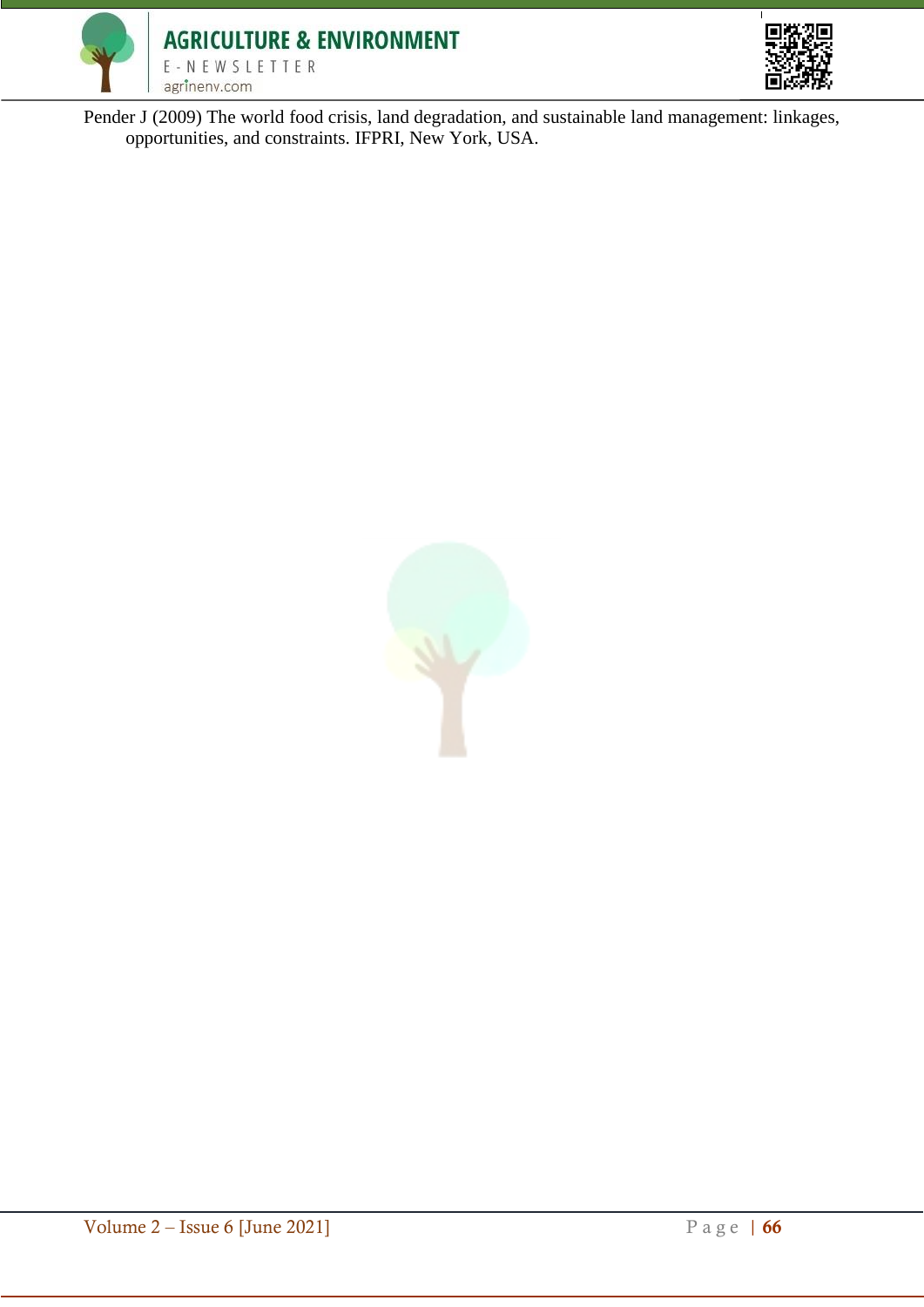Pender J (2009) The world food crisis, land degradation, and sustainable land management: linkages, opportunities, and constraints. IFPRI, New York, USA.